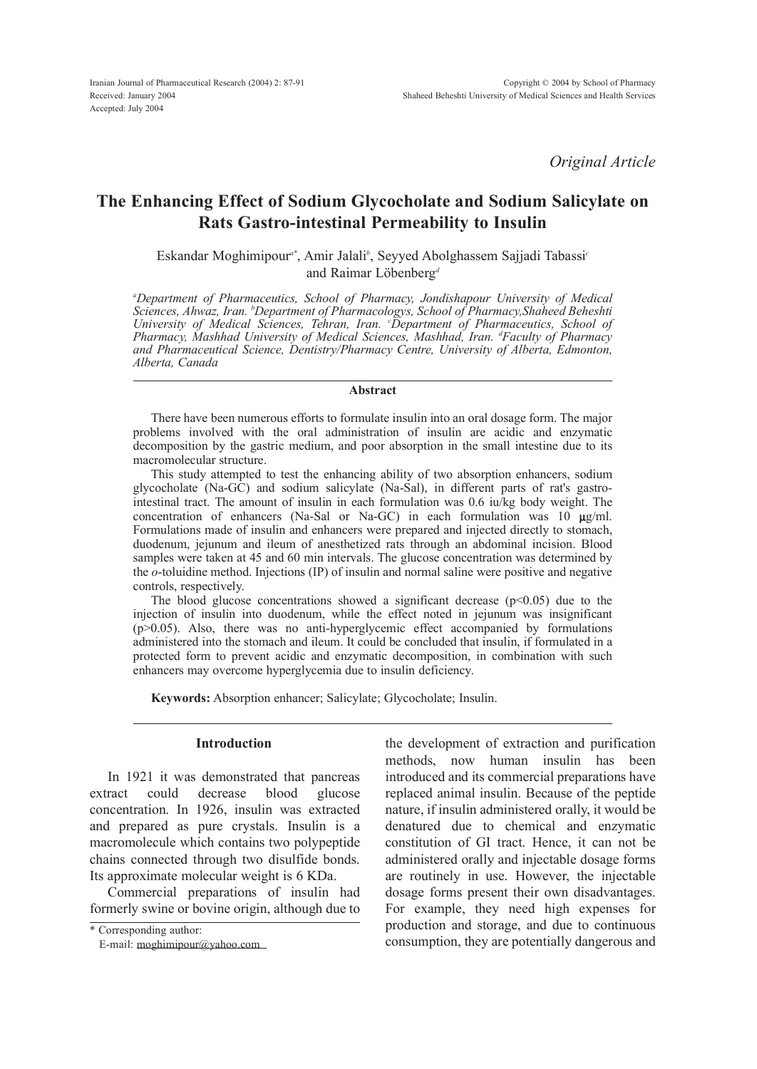*Original Article*

# The Enhancing Effect of Sodium Glycocholate and Sodium Salicylate on Rats Gastro-intestinal Permeability to Insulin

Eskandar Moghimipour[a*], Amir Jalali[b], Seyyed Abolghassem Sajjadi Tabassi[c] and Raimar Löbenberg[d]

*[a]Department of Pharmaceutics, School of Pharmacy, Jondishapour University of Medical Sciences, Ahwaz, Iran. [b]Department of Pharmacologys, School of Pharmacy,Shaheed Beheshti University of Medical Sciences, Tehran, Iran. [c]Department of Pharmaceutics, School of Pharmacy, Mashhad University of Medical Sciences, Mashhad, Iran. [d]Faculty of Pharmacy and Pharmaceutical Science, Dentistry/Pharmacy Centre, University of Alberta, Edmonton, Alberta, Canada*

## Abstract

There have been numerous efforts to formulate insulin into an oral dosage form. The major problems involved with the oral administration of insulin are acidic and enzymatic decomposition by the gastric medium, and poor absorption in the small intestine due to its macromolecular structure.

This study attempted to test the enhancing ability of two absorption enhancers, sodium glycocholate (Na-GC) and sodium salicylate (Na-Sal), in different parts of rat's gastro-intestinal tract. The amount of insulin in each formulation was 0.6 iu/kg body weight. The concentration of enhancers (Na-Sal or Na-GC) in each formulation was 10 μg/ml. Formulations made of insulin and enhancers were prepared and injected directly to stomach, duodenum, jejunum and ileum of anesthetized rats through an abdominal incision. Blood samples were taken at 45 and 60 min intervals. The glucose concentration was determined by the *o*-toluidine method. Injections (IP) of insulin and normal saline were positive and negative controls, respectively.

The blood glucose concentrations showed a significant decrease ($p<0.05$) due to the injection of insulin into duodenum, while the effect noted in jejunum was insignificant ($p>0.05$). Also, there was no anti-hyperglycemic effect accompanied by formulations administered into the stomach and ileum. It could be concluded that insulin, if formulated in a protected form to prevent acidic and enzymatic decomposition, in combination with such enhancers may overcome hyperglycemia due to insulin deficiency.

**Keywords:** Absorption enhancer; Salicylate; Glycocholate; Insulin.

## Introduction

In 1921 it was demonstrated that pancreas extract could decrease blood glucose concentration. In 1926, insulin was extracted and prepared as pure crystals. Insulin is a macromolecule which contains two polypeptide chains connected through two disulfide bonds. Its approximate molecular weight is 6 KDa.

Commercial preparations of insulin had formerly swine or bovine origin, although due to the development of extraction and purification methods, now human insulin has been introduced and its commercial preparations have replaced animal insulin. Because of the peptide nature, if insulin administered orally, it would be denatured due to chemical and enzymatic constitution of GI tract. Hence, it can not be administered orally and injectable dosage forms are routinely in use. However, the injectable dosage forms present their own disadvantages. For example, they need high expenses for production and storage, and due to continuous consumption, they are potentially dangerous and

* Corresponding author:
E-mail: moghimipour@yahoo.com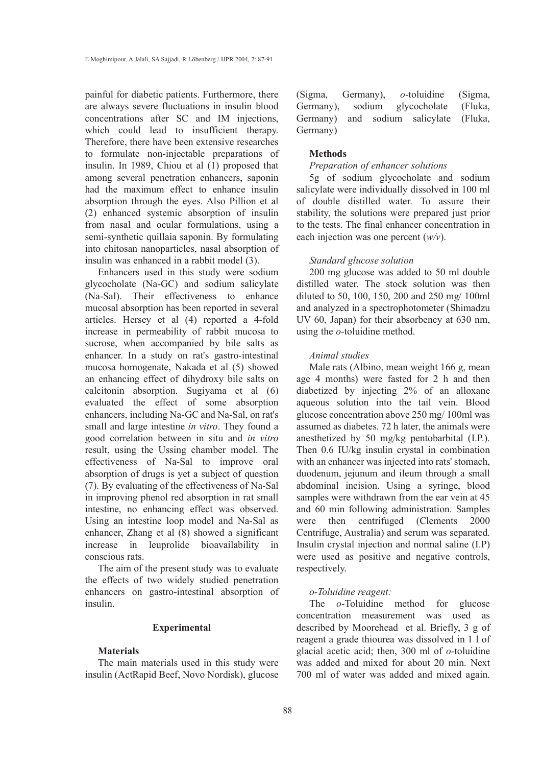painful for diabetic patients. Furthermore, there are always severe fluctuations in insulin blood concentrations after SC and IM injections, which could lead to insufficient therapy. Therefore, there have been extensive researches to formulate non-injectable preparations of insulin. In 1989, Chiou et al (1) proposed that among several penetration enhancers, saponin had the maximum effect to enhance insulin absorption through the eyes. Also Pillion et al (2) enhanced systemic absorption of insulin from nasal and ocular formulations, using a semi-synthetic quillaia saponin. By formulating into chitosan nanoparticles, nasal absorption of insulin was enhanced in a rabbit model (3).

Enhancers used in this study were sodium glycocholate (Na-GC) and sodium salicylate (Na-Sal). Their effectiveness to enhance mucosal absorption has been reported in several articles. Hersey et al (4) reported a 4-fold increase in permeability of rabbit mucosa to sucrose, when accompanied by bile salts as enhancer. In a study on rat's gastro-intestinal mucosa homogenate, Nakada et al (5) showed an enhancing effect of dihydroxy bile salts on calcitonin absorption. Sugiyama et al (6) evaluated the effect of some absorption enhancers, including Na-GC and Na-Sal, on rat's small and large intestine *in vitro*. They found a good correlation between in situ and *in vitro* result, using the Ussing chamber model. The effectiveness of Na-Sal to improve oral absorption of drugs is yet a subject of question (7). By evaluating of the effectiveness of Na-Sal in improving phenol red absorption in rat small intestine, no enhancing effect was observed. Using an intestine loop model and Na-Sal as enhancer, Zhang et al (8) showed a significant increase in leuprolide bioavailability in conscious rats.

The aim of the present study was to evaluate the effects of two widely studied penetration enhancers on gastro-intestinal absorption of insulin.

## Experimental

### Materials

The main materials used in this study were insulin (ActRapid Beef, Novo Nordisk), glucose (Sigma, Germany), *o*-toluidine (Sigma, Germany), sodium glycocholate (Fluka, Germany) and sodium salicylate (Fluka, Germany)

### Methods

*Preparation of enhancer solutions*

5g of sodium glycocholate and sodium salicylate were individually dissolved in 100 ml of double distilled water. To assure their stability, the solutions were prepared just prior to the tests. The final enhancer concentration in each injection was one percent (*w/v*).

*Standard glucose solution*

200 mg glucose was added to 50 ml double distilled water. The stock solution was then diluted to 50, 100, 150, 200 and 250 mg/ 100ml and analyzed in a spectrophotometer (Shimadzu UV 60, Japan) for their absorbency at 630 nm, using the *o*-toluidine method.

*Animal studies*

Male rats (Albino, mean weight 166 g, mean age 4 months) were fasted for 2 h and then diabetized by injecting 2% of an alloxane aqueous solution into the tail vein. Blood glucose concentration above 250 mg/ 100ml was assumed as diabetes. 72 h later, the animals were anesthetized by 50 mg/kg pentobarbital (I.P.). Then 0.6 IU/kg insulin crystal in combination with an enhancer was injected into rats' stomach, duodenum, jejunum and ileum through a small abdominal incision. Using a syringe, blood samples were withdrawn from the ear vein at 45 and 60 min following administration. Samples were then centrifuged (Clements 2000 Centrifuge, Australia) and serum was separated. Insulin crystal injection and normal saline (I.P) were used as positive and negative controls, respectively.

*o-Toluidine reagent:*

The *o*-Toluidine method for glucose concentration measurement was used as described by Moorehead et al. Briefly, 3 g of reagent a grade thiourea was dissolved in 1 l of glacial acetic acid; then, 300 ml of *o*-toluidine was added and mixed for about 20 min. Next 700 ml of water was added and mixed again.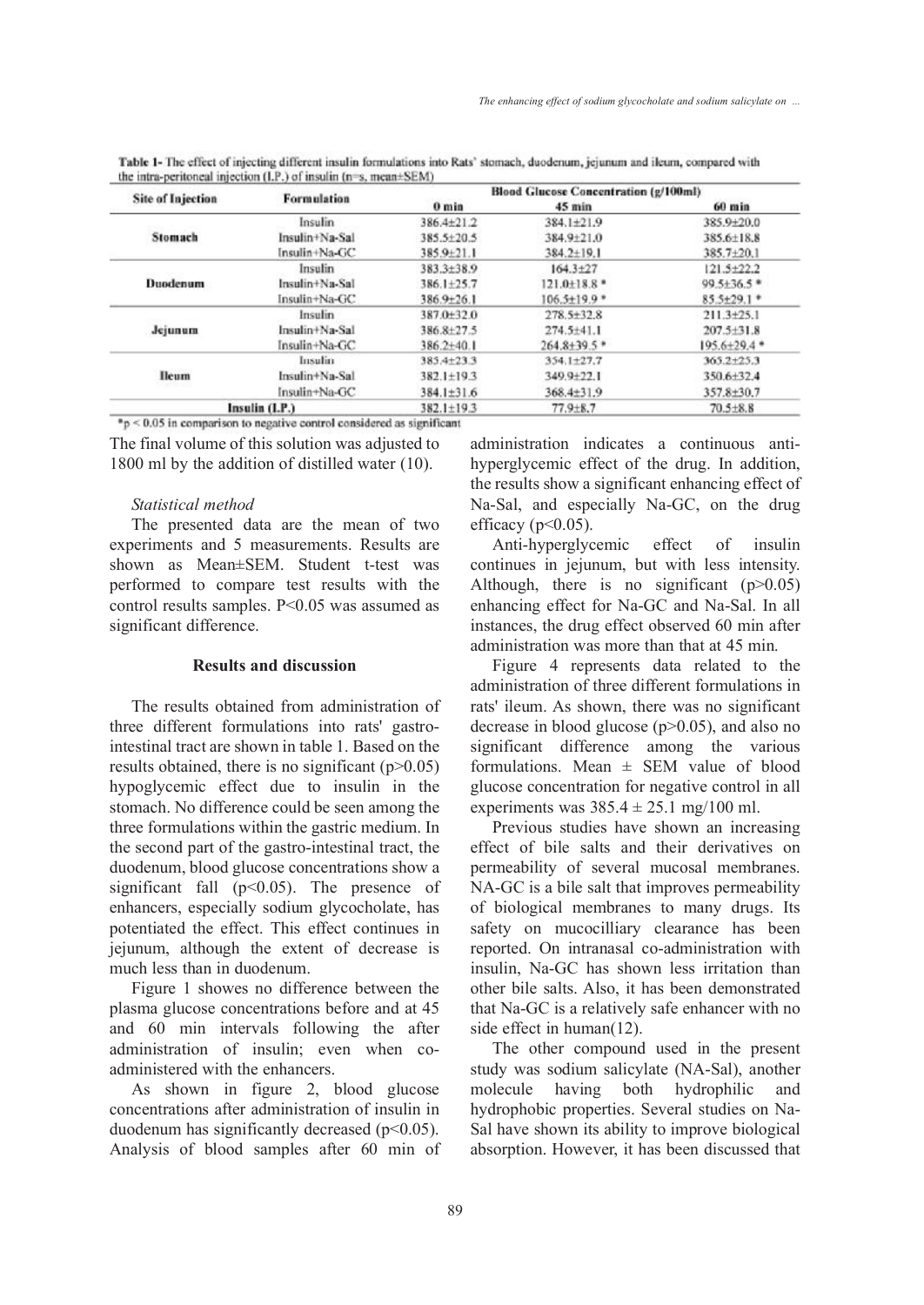Table 1- The effect of injecting different insulin formulations into Rats' stomach, duodenum, jejunum and ileum, compared with the intra-peritoneal injection (I.P.) of insulin (n=s, mean±SEM)

| Site of Injection | Formulation | Blood Glucose Concentration (g/100ml) | | |
|---|---|---|---|---|
| | | 0 min | 45 min | 60 min |
| Stomach | Insulin | 386.4±21.2 | 384.1±21.9 | 385.9±20.0 |
| | Insulin+Na-Sal | 385.5±20.5 | 384.9±21.0 | 385.6±18.8 |
| | Insulin+Na-GC | 385.9±21.1 | 384.2±19.1 | 385.7±20.1 |
| Duodenum | Insulin | 383.3±38.9 | 164.3±27 | 121.5±22.2 |
| | Insulin+Na-Sal | 386.1±25.7 | 121.0±18.8 * | 99.5±36.5 * |
| | Insulin+Na-GC | 386.9±26.1 | 106.5±19.9 * | 85.5±29.1 * |
| Jejunum | Insulin | 387.0±32.0 | 278.5±32.8 | 211.3±25.1 |
| | Insulin+Na-Sal | 386.8±27.5 | 274.5±41.1 | 207.5±31.8 |
| | Insulin+Na-GC | 386.2±40.1 | 264.8±39.5 * | 195.6±29.4 * |
| Ileum | Insulin | 385.4±23.3 | 354.1±27.7 | 365.2±25.3 |
| | Insulin+Na-Sal | 382.1±19.3 | 349.9±22.1 | 350.6±32.4 |
| | Insulin+Na-GC | 384.1±31.6 | 368.4±31.9 | 357.8±30.7 |
| Insulin (I.P.) | | 382.1±19.3 | 77.9±8.7 | 70.5±8.8 |

*p < 0.05 in comparison to negative control considered as significant

The final volume of this solution was adjusted to 1800 ml by the addition of distilled water (10).

*Statistical method*

The presented data are the mean of two experiments and 5 measurements. Results are shown as Mean±SEM. Student t-test was performed to compare test results with the control results samples. P<0.05 was assumed as significant difference.

## Results and discussion

The results obtained from administration of three different formulations into rats' gastro-intestinal tract are shown in table 1. Based on the results obtained, there is no significant ($p>0.05$) hypoglycemic effect due to insulin in the stomach. No difference could be seen among the three formulations within the gastric medium. In the second part of the gastro-intestinal tract, the duodenum, blood glucose concentrations show a significant fall ($p<0.05$). The presence of enhancers, especially sodium glycocholate, has potentiated the effect. This effect continues in jejunum, although the extent of decrease is much less than in duodenum.

Figure 1 showes no difference between the plasma glucose concentrations before and at 45 and 60 min intervals following the after administration of insulin; even when co-administered with the enhancers.

As shown in figure 2, blood glucose concentrations after administration of insulin in duodenum has significantly decreased ($p<0.05$). Analysis of blood samples after 60 min of administration indicates a continuous anti-hyperglycemic effect of the drug. In addition, the results show a significant enhancing effect of Na-Sal, and especially Na-GC, on the drug efficacy ($p<0.05$).

Anti-hyperglycemic effect of insulin continues in jejunum, but with less intensity. Although, there is no significant ($p>0.05$) enhancing effect for Na-GC and Na-Sal. In all instances, the drug effect observed 60 min after administration was more than that at 45 min.

Figure 4 represents data related to the administration of three different formulations in rats' ileum. As shown, there was no significant decrease in blood glucose ($p>0.05$), and also no significant difference among the various formulations. Mean ± SEM value of blood glucose concentration for negative control in all experiments was 385.4 ± 25.1 mg/100 ml.

Previous studies have shown an increasing effect of bile salts and their derivatives on permeability of several mucosal membranes. NA-GC is a bile salt that improves permeability of biological membranes to many drugs. Its safety on mucocilliary clearance has been reported. On intranasal co-administration with insulin, Na-GC has shown less irritation than other bile salts. Also, it has been demonstrated that Na-GC is a relatively safe enhancer with no side effect in human(12).

The other compound used in the present study was sodium salicylate (NA-Sal), another molecule having both hydrophilic and hydrophobic properties. Several studies on Na-Sal have shown its ability to improve biological absorption. However, it has been discussed that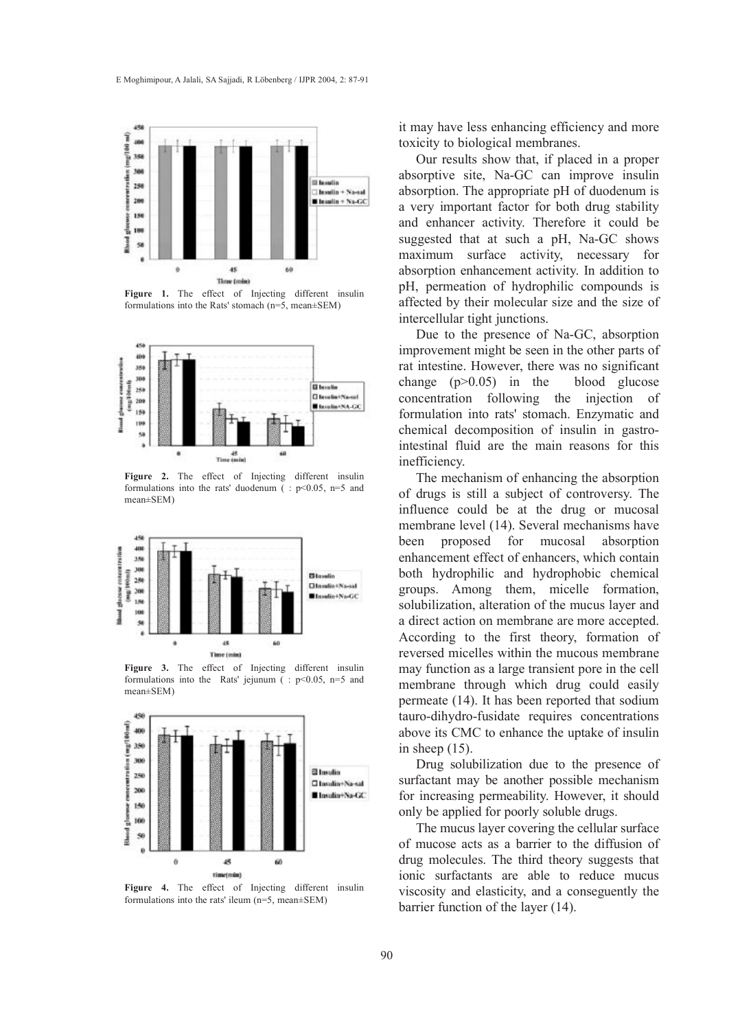Figure 1. The effect of Injecting different insulin formulations into the Rats' stomach (n=5, mean±SEM)

Figure 2. The effect of Injecting different insulin formulations into the rats' duodenum ( : p<0.05, n=5 and mean±SEM)

Figure 3. The effect of Injecting different insulin formulations into the Rats' jejunum ( : p<0.05, n=5 and mean±SEM)

Figure 4. The effect of Injecting different insulin formulations into the rats' ileum (n=5, mean±SEM)

it may have less enhancing efficiency and more toxicity to biological membranes.

Our results show that, if placed in a proper absorptive site, Na-GC can improve insulin absorption. The appropriate pH of duodenum is a very important factor for both drug stability and enhancer activity. Therefore it could be suggested that at such a pH, Na-GC shows maximum surface activity, necessary for absorption enhancement activity. In addition to pH, permeation of hydrophilic compounds is affected by their molecular size and the size of intercellular tight junctions.

Due to the presence of Na-GC, absorption improvement might be seen in the other parts of rat intestine. However, there was no significant change ($p>0.05$) in the blood glucose concentration following the injection of formulation into rats' stomach. Enzymatic and chemical decomposition of insulin in gastro-intestinal fluid are the main reasons for this inefficiency.

The mechanism of enhancing the absorption of drugs is still a subject of controversy. The influence could be at the drug or mucosal membrane level (14). Several mechanisms have been proposed for mucosal absorption enhancement effect of enhancers, which contain both hydrophilic and hydrophobic chemical groups. Among them, micelle formation, solubilization, alteration of the mucus layer and a direct action on membrane are more accepted. According to the first theory, formation of reversed micelles within the mucous membrane may function as a large transient pore in the cell membrane through which drug could easily permeate (14). It has been reported that sodium tauro-dihydro-fusidate requires concentrations above its CMC to enhance the uptake of insulin in sheep (15).

Drug solubilization due to the presence of surfactant may be another possible mechanism for increasing permeability. However, it should only be applied for poorly soluble drugs.

The mucus layer covering the cellular surface of mucose acts as a barrier to the diffusion of drug molecules. The third theory suggests that ionic surfactants are able to reduce mucus viscosity and elasticity, and a conseguently the barrier function of the layer (14).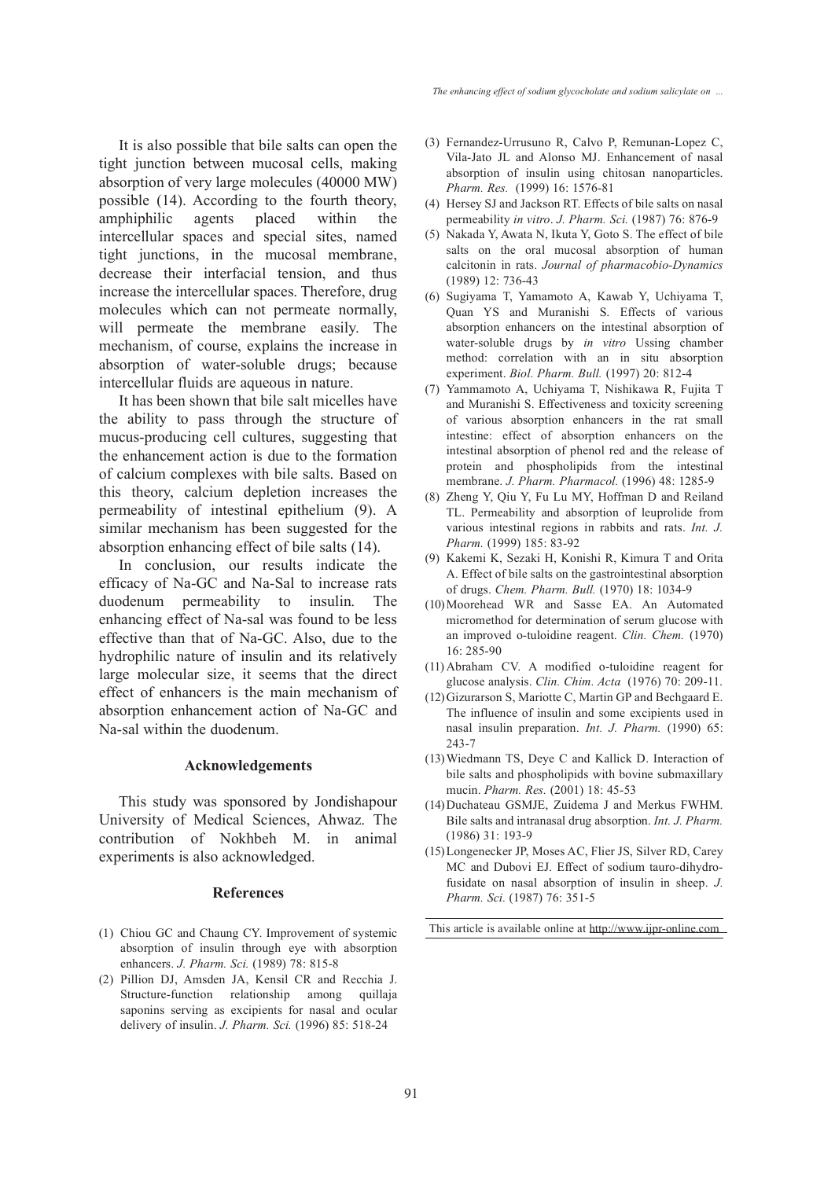It is also possible that bile salts can open the tight junction between mucosal cells, making absorption of very large molecules (40000 MW) possible (14). According to the fourth theory, amphiphilic agents placed within the intercellular spaces and special sites, named tight junctions, in the mucosal membrane, decrease their interfacial tension, and thus increase the intercellular spaces. Therefore, drug molecules which can not permeate normally, will permeate the membrane easily. The mechanism, of course, explains the increase in absorption of water-soluble drugs; because intercellular fluids are aqueous in nature.

It has been shown that bile salt micelles have the ability to pass through the structure of mucus-producing cell cultures, suggesting that the enhancement action is due to the formation of calcium complexes with bile salts. Based on this theory, calcium depletion increases the permeability of intestinal epithelium (9). A similar mechanism has been suggested for the absorption enhancing effect of bile salts (14).

In conclusion, our results indicate the efficacy of Na-GC and Na-Sal to increase rats duodenum permeability to insulin. The enhancing effect of Na-sal was found to be less effective than that of Na-GC. Also, due to the hydrophilic nature of insulin and its relatively large molecular size, it seems that the direct effect of enhancers is the main mechanism of absorption enhancement action of Na-GC and Na-sal within the duodenum.

## Acknowledgements

This study was sponsored by Jondishapour University of Medical Sciences, Ahwaz. The contribution of Nokhbeh M. in animal experiments is also acknowledged.

## References

(1) Chiou GC and Chaung CY. Improvement of systemic absorption of insulin through eye with absorption enhancers. *J. Pharm. Sci.* (1989) 78: 815-8

(2) Pillion DJ, Amsden JA, Kensil CR and Recchia J. Structure-function relationship among quillaja saponins serving as excipients for nasal and ocular delivery of insulin. *J. Pharm. Sci.* (1996) 85: 518-24

(3) Fernandez-Urrusuno R, Calvo P, Remunan-Lopez C, Vila-Jato JL and Alonso MJ. Enhancement of nasal absorption of insulin using chitosan nanoparticles. *Pharm. Res.* (1999) 16: 1576-81

(4) Hersey SJ and Jackson RT. Effects of bile salts on nasal permeability *in vitro*. *J. Pharm. Sci.* (1987) 76: 876-9

(5) Nakada Y, Awata N, Ikuta Y, Goto S. The effect of bile salts on the oral mucosal absorption of human calcitonin in rats. *Journal of pharmacobio-Dynamics* (1989) 12: 736-43

(6) Sugiyama T, Yamamoto A, Kawab Y, Uchiyama T, Quan YS and Muranishi S. Effects of various absorption enhancers on the intestinal absorption of water-soluble drugs by *in vitro* Ussing chamber method: correlation with an in situ absorption experiment. *Biol. Pharm. Bull.* (1997) 20: 812-4

(7) Yammamoto A, Uchiyama T, Nishikawa R, Fujita T and Muranishi S. Effectiveness and toxicity screening of various absorption enhancers in the rat small intestine: effect of absorption enhancers on the intestinal absorption of phenol red and the release of protein and phospholipids from the intestinal membrane. *J. Pharm. Pharmacol.* (1996) 48: 1285-9

(8) Zheng Y, Qiu Y, Fu Lu MY, Hoffman D and Reiland TL. Permeability and absorption of leuprolide from various intestinal regions in rabbits and rats. *Int. J. Pharm.* (1999) 185: 83-92

(9) Kakemi K, Sezaki H, Konishi R, Kimura T and Orita A. Effect of bile salts on the gastrointestinal absorption of drugs. *Chem. Pharm. Bull.* (1970) 18: 1034-9

(10) Moorehead WR and Sasse EA. An Automated micromethod for determination of serum glucose with an improved o-tuloidine reagent. *Clin. Chem.* (1970) 16: 285-90

(11) Abraham CV. A modified o-tuloidine reagent for glucose analysis. *Clin. Chim. Acta* (1976) 70: 209-11.

(12) Gizurarson S, Mariotte C, Martin GP and Bechgaard E. The influence of insulin and some excipients used in nasal insulin preparation. *Int. J. Pharm.* (1990) 65: 243-7

(13) Wiedmann TS, Deye C and Kallick D. Interaction of bile salts and phospholipids with bovine submaxillary mucin. *Pharm. Res.* (2001) 18: 45-53

(14) Duchateau GSMJE, Zuidema J and Merkus FWHM. Bile salts and intranasal drug absorption. *Int. J. Pharm.* (1986) 31: 193-9

(15) Longenecker JP, Moses AC, Flier JS, Silver RD, Carey MC and Dubovi EJ. Effect of sodium tauro-dihydrofusidate on nasal absorption of insulin in sheep. *J. Pharm. Sci.* (1987) 76: 351-5

This article is available online at http://www.ijpr-online.com